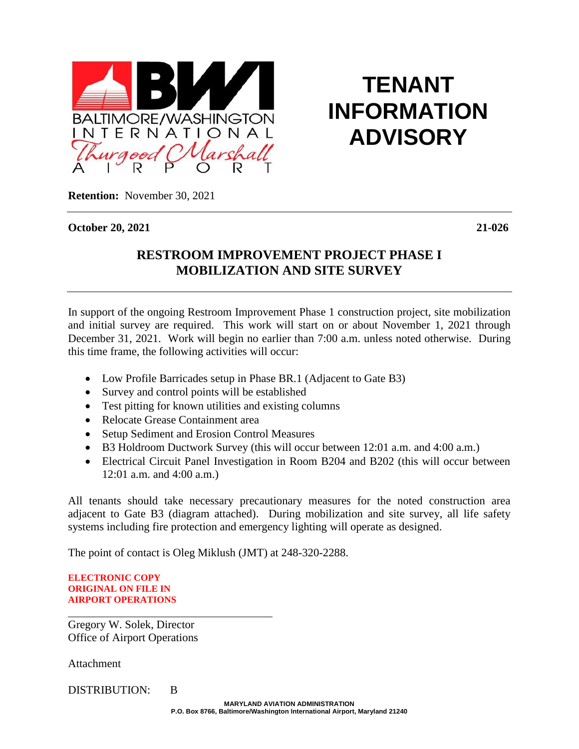BALTIMORE/WASHINGTON INTERNATIONAL Thurgood Marshall AIRPORT

# TENANT INFORMATION ADVISORY

**Retention:** November 30, 2021

**October 20, 2021** **21-026**

## RESTROOM IMPROVEMENT PROJECT PHASE I MOBILIZATION AND SITE SURVEY

In support of the ongoing Restroom Improvement Phase 1 construction project, site mobilization and initial survey are required. This work will start on or about November 1, 2021 through December 31, 2021. Work will begin no earlier than 7:00 a.m. unless noted otherwise. During this time frame, the following activities will occur:

- Low Profile Barricades setup in Phase BR.1 (Adjacent to Gate B3)
- Survey and control points will be established
- Test pitting for known utilities and existing columns
- Relocate Grease Containment area
- Setup Sediment and Erosion Control Measures
- B3 Holdroom Ductwork Survey (this will occur between 12:01 a.m. and 4:00 a.m.)
- Electrical Circuit Panel Investigation in Room B204 and B202 (this will occur between 12:01 a.m. and 4:00 a.m.)

All tenants should take necessary precautionary measures for the noted construction area adjacent to Gate B3 (diagram attached). During mobilization and site survey, all life safety systems including fire protection and emergency lighting will operate as designed.

The point of contact is Oleg Miklush (JMT) at 248-320-2288.

**ELECTRONIC COPY**
**ORIGINAL ON FILE IN**
**AIRPORT OPERATIONS**

Gregory W. Solek, Director
Office of Airport Operations

Attachment

DISTRIBUTION: B

**MARYLAND AVIATION ADMINISTRATION**
**P.O. Box 8766, Baltimore/Washington International Airport, Maryland 21240**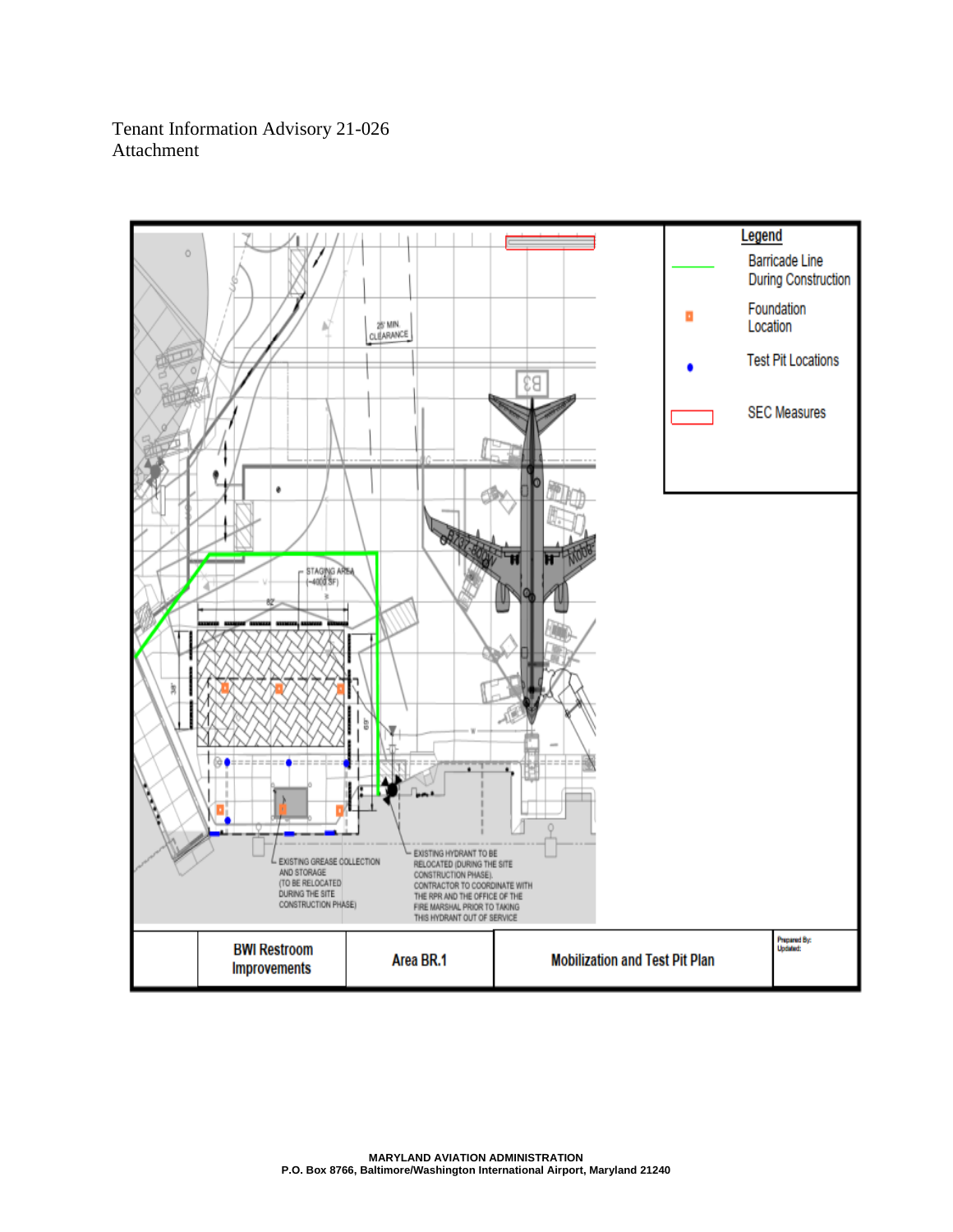Tenant Information Advisory 21-026
Attachment

Legend

Barricade Line During Construction

Foundation Location

Test Pit Locations

SEC Measures

25' MIN. CLEARANCE

B3

B737-800W

STAGING AREA (~4000 SF)

82'

38'

69'

EXISTING GREASE COLLECTION AND STORAGE (TO BE RELOCATED DURING THE SITE CONSTRUCTION PHASE)

EXISTING HYDRANT TO BE RELOCATED (DURING THE SITE CONSTRUCTION PHASE). CONTRACTOR TO COORDINATE WITH THE RPR AND THE OFFICE OF THE FIRE MARSHAL PRIOR TO TAKING THIS HYDRANT OUT OF SERVICE

| | | | | |
|---|---|---|---|---|
| | BWI Restroom Improvements | Area BR.1 | Mobilization and Test Pit Plan | Prepared By: Updated: |

MARYLAND AVIATION ADMINISTRATION
P.O. Box 8766, Baltimore/Washington International Airport, Maryland 21240